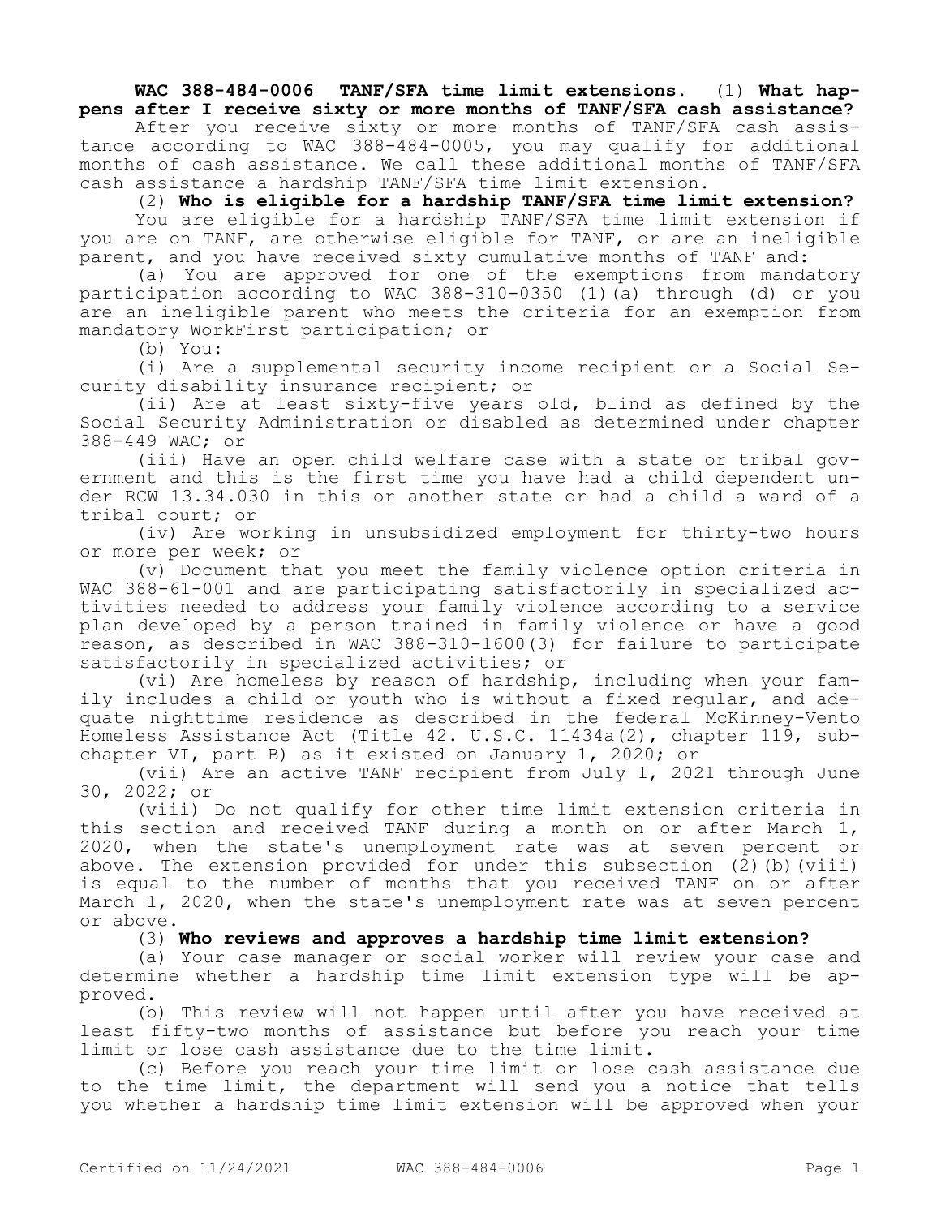**WAC 388-484-0006 TANF/SFA time limit extensions.** (1) **What happens after I receive sixty or more months of TANF/SFA cash assistance?**

After you receive sixty or more months of TANF/SFA cash assistance according to WAC 388-484-0005, you may qualify for additional months of cash assistance. We call these additional months of TANF/SFA cash assistance a hardship TANF/SFA time limit extension.

(2) **Who is eligible for a hardship TANF/SFA time limit extension?**

You are eligible for a hardship TANF/SFA time limit extension if you are on TANF, are otherwise eligible for TANF, or are an ineligible parent, and you have received sixty cumulative months of TANF and:

(a) You are approved for one of the exemptions from mandatory participation according to WAC 388-310-0350 (1)(a) through (d) or you are an ineligible parent who meets the criteria for an exemption from mandatory WorkFirst participation; or

(b) You:

(i) Are a supplemental security income recipient or a Social Security disability insurance recipient; or

(ii) Are at least sixty-five years old, blind as defined by the Social Security Administration or disabled as determined under chapter 388-449 WAC; or

(iii) Have an open child welfare case with a state or tribal government and this is the first time you have had a child dependent under RCW 13.34.030 in this or another state or had a child a ward of a tribal court; or

(iv) Are working in unsubsidized employment for thirty-two hours or more per week; or

(v) Document that you meet the family violence option criteria in WAC 388-61-001 and are participating satisfactorily in specialized activities needed to address your family violence according to a service plan developed by a person trained in family violence or have a good reason, as described in WAC 388-310-1600(3) for failure to participate satisfactorily in specialized activities; or

(vi) Are homeless by reason of hardship, including when your family includes a child or youth who is without a fixed regular, and adequate nighttime residence as described in the federal McKinney-Vento Homeless Assistance Act (Title 42. U.S.C. 11434a(2), chapter 119, subchapter VI, part B) as it existed on January 1, 2020; or

(vii) Are an active TANF recipient from July 1, 2021 through June 30, 2022; or

(viii) Do not qualify for other time limit extension criteria in this section and received TANF during a month on or after March 1, 2020, when the state's unemployment rate was at seven percent or above. The extension provided for under this subsection (2)(b)(viii) is equal to the number of months that you received TANF on or after March 1, 2020, when the state's unemployment rate was at seven percent or above.

(3) **Who reviews and approves a hardship time limit extension?**

(a) Your case manager or social worker will review your case and determine whether a hardship time limit extension type will be approved.

(b) This review will not happen until after you have received at least fifty-two months of assistance but before you reach your time limit or lose cash assistance due to the time limit.

(c) Before you reach your time limit or lose cash assistance due to the time limit, the department will send you a notice that tells you whether a hardship time limit extension will be approved when your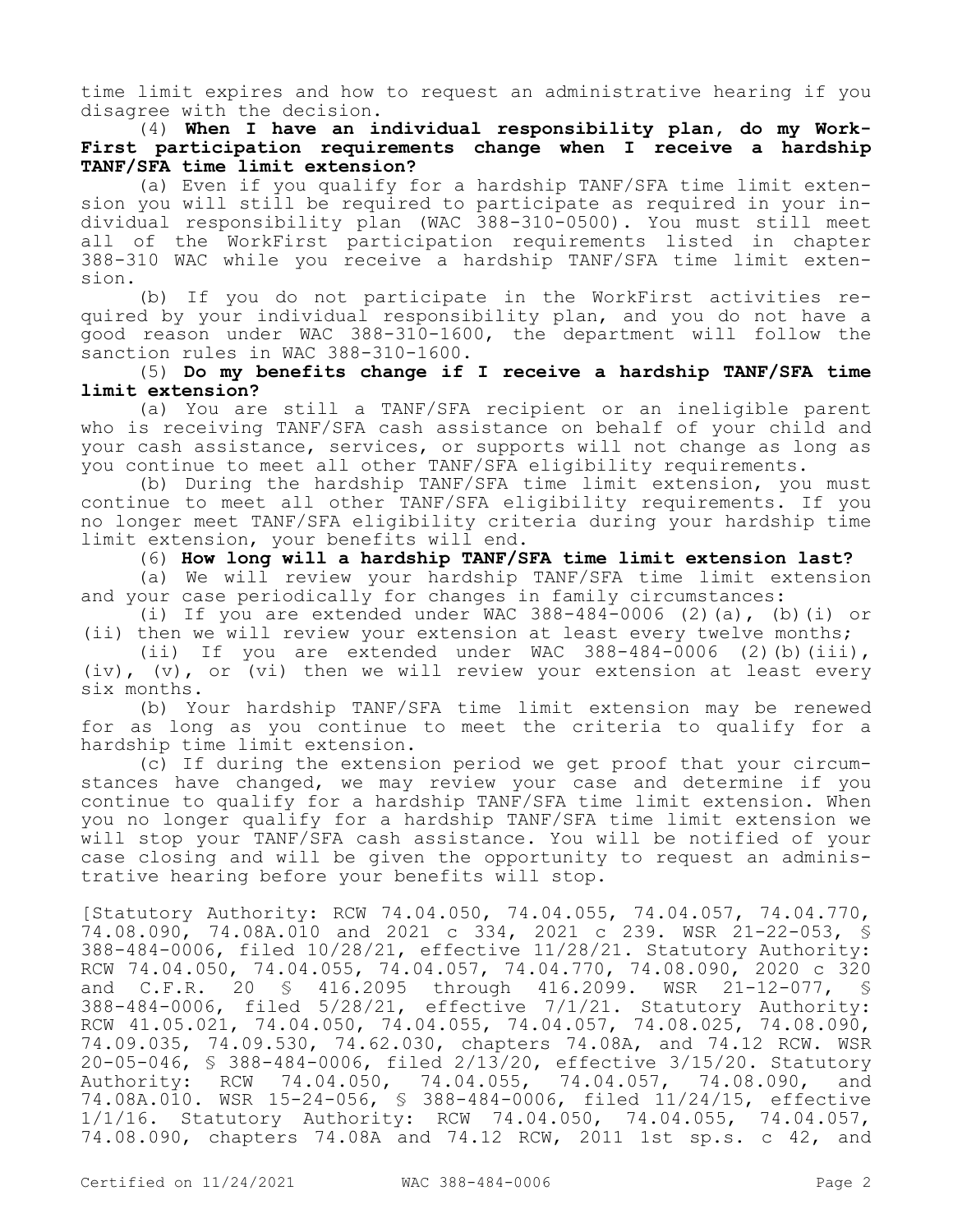time limit expires and how to request an administrative hearing if you disagree with the decision.

(4) **When I have an individual responsibility plan, do my Work-First participation requirements change when I receive a hardship TANF/SFA time limit extension?**

(a) Even if you qualify for a hardship TANF/SFA time limit extension you will still be required to participate as required in your individual responsibility plan (WAC 388-310-0500). You must still meet all of the WorkFirst participation requirements listed in chapter 388-310 WAC while you receive a hardship TANF/SFA time limit extension.

(b) If you do not participate in the WorkFirst activities required by your individual responsibility plan, and you do not have a good reason under WAC 388-310-1600, the department will follow the sanction rules in WAC 388-310-1600.

(5) **Do my benefits change if I receive a hardship TANF/SFA time limit extension?**

(a) You are still a TANF/SFA recipient or an ineligible parent who is receiving TANF/SFA cash assistance on behalf of your child and your cash assistance, services, or supports will not change as long as you continue to meet all other TANF/SFA eligibility requirements.

(b) During the hardship TANF/SFA time limit extension, you must continue to meet all other TANF/SFA eligibility requirements. If you no longer meet TANF/SFA eligibility criteria during your hardship time limit extension, your benefits will end.

(6) **How long will a hardship TANF/SFA time limit extension last?**

(a) We will review your hardship TANF/SFA time limit extension and your case periodically for changes in family circumstances:

(i) If you are extended under WAC 388-484-0006 (2)(a), (b)(i) or (ii) then we will review your extension at least every twelve months;

(ii) If you are extended under WAC 388-484-0006 (2)(b)(iii), (iv), (v), or (vi) then we will review your extension at least every six months.

(b) Your hardship TANF/SFA time limit extension may be renewed for as long as you continue to meet the criteria to qualify for a hardship time limit extension.

(c) If during the extension period we get proof that your circumstances have changed, we may review your case and determine if you continue to qualify for a hardship TANF/SFA time limit extension. When you no longer qualify for a hardship TANF/SFA time limit extension we will stop your TANF/SFA cash assistance. You will be notified of your case closing and will be given the opportunity to request an administrative hearing before your benefits will stop.

[Statutory Authority: RCW 74.04.050, 74.04.055, 74.04.057, 74.04.770, 74.08.090, 74.08A.010 and 2021 c 334, 2021 c 239. WSR 21-22-053, § 388-484-0006, filed 10/28/21, effective 11/28/21. Statutory Authority: RCW 74.04.050, 74.04.055, 74.04.057, 74.04.770, 74.08.090, 2020 c 320 and C.F.R. 20 § 416.2095 through 416.2099. WSR 21-12-077, § 388-484-0006, filed 5/28/21, effective 7/1/21. Statutory Authority: RCW 41.05.021, 74.04.050, 74.04.055, 74.04.057, 74.08.025, 74.08.090, 74.09.035, 74.09.530, 74.62.030, chapters 74.08A, and 74.12 RCW. WSR 20-05-046, § 388-484-0006, filed 2/13/20, effective 3/15/20. Statutory Authority: RCW 74.04.050, 74.04.055, 74.04.057, 74.08.090, and 74.08A.010. WSR 15-24-056, § 388-484-0006, filed 11/24/15, effective 1/1/16. Statutory Authority: RCW 74.04.050, 74.04.055, 74.04.057, 74.08.090, chapters 74.08A and 74.12 RCW, 2011 1st sp.s. c 42, and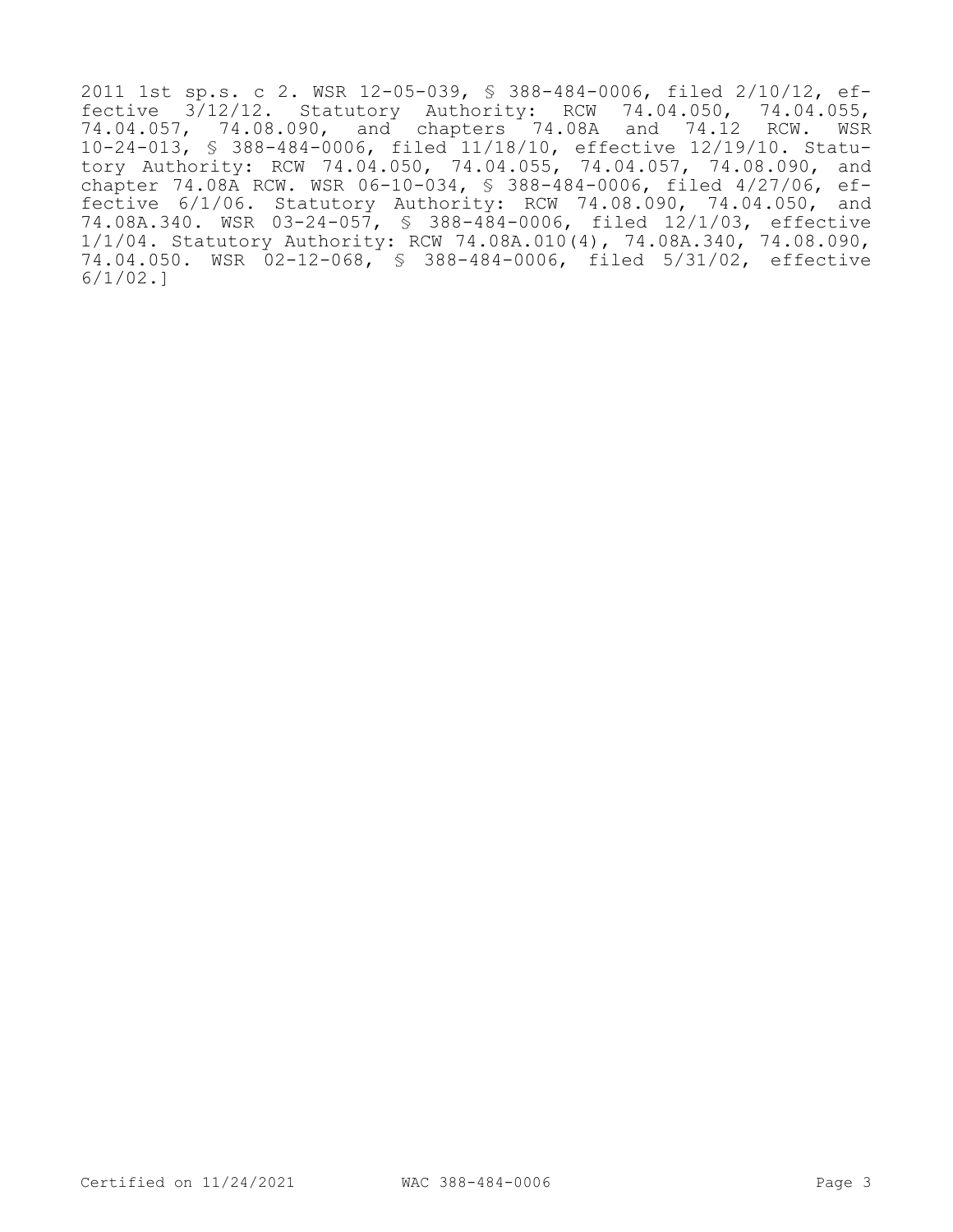2011 1st sp.s. c 2. WSR 12-05-039, § 388-484-0006, filed 2/10/12, effective 3/12/12. Statutory Authority: RCW 74.04.050, 74.04.055, 74.04.057, 74.08.090, and chapters 74.08A and 74.12 RCW. WSR 10-24-013, § 388-484-0006, filed 11/18/10, effective 12/19/10. Statutory Authority: RCW 74.04.050, 74.04.055, 74.04.057, 74.08.090, and chapter 74.08A RCW. WSR 06-10-034, § 388-484-0006, filed 4/27/06, effective 6/1/06. Statutory Authority: RCW 74.08.090, 74.04.050, and 74.08A.340. WSR 03-24-057, § 388-484-0006, filed 12/1/03, effective 1/1/04. Statutory Authority: RCW 74.08A.010(4), 74.08A.340, 74.08.090, 74.04.050. WSR 02-12-068, § 388-484-0006, filed 5/31/02, effective 6/1/02.]